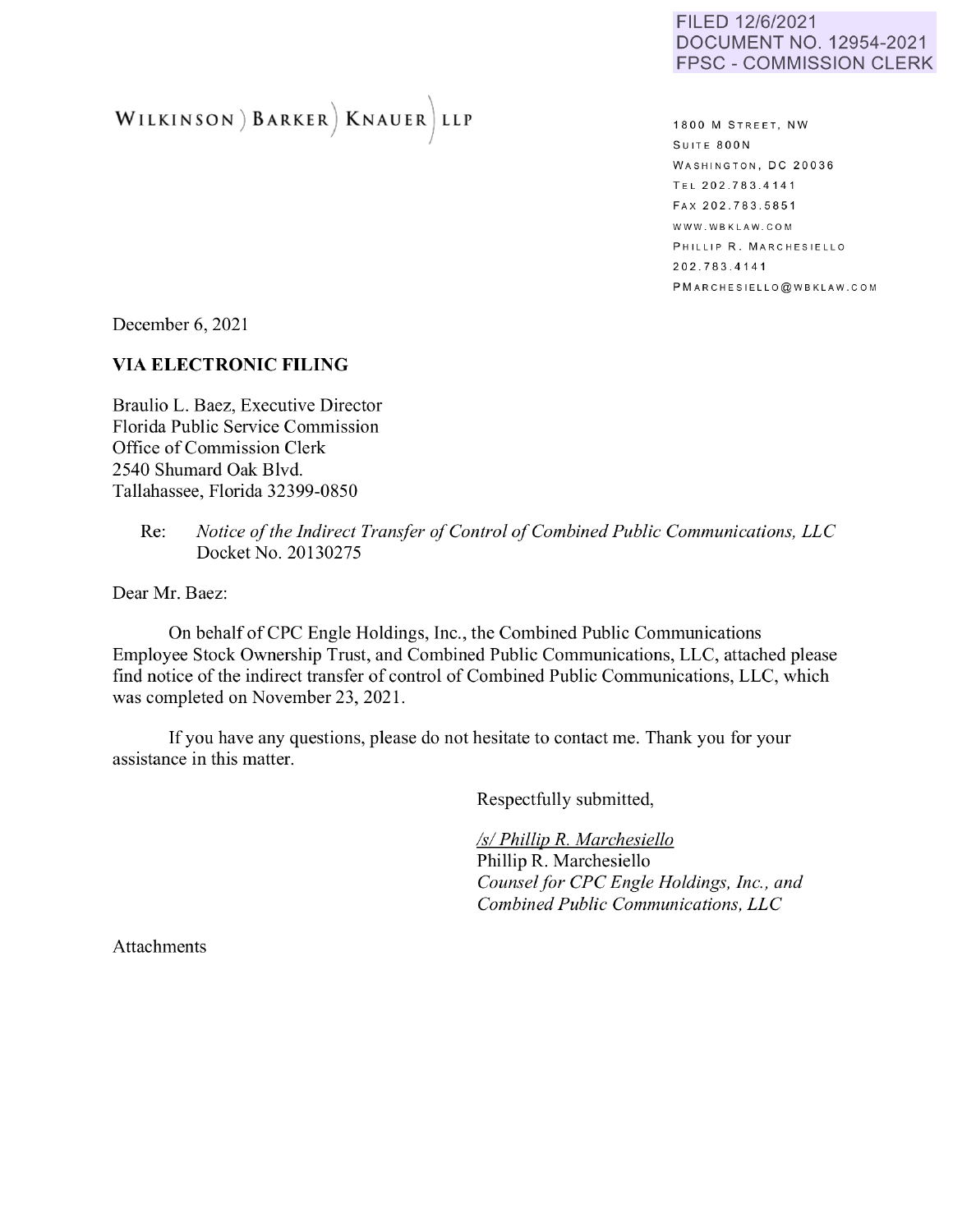FILED 12/6/2021
DOCUMENT NO. 12954-2021
FPSC - COMMISSION CLERK

WILKINSON ) BARKER ) KNAUER ) LLP

1800 M STREET, NW
SUITE 800N
WASHINGTON, DC 20036
TEL 202.783.4141
FAX 202.783.5851
WWW.WBKLAW.COM
PHILLIP R. MARCHESIELLO
202.783.4141
PMARCHESIELLO@WBKLAW.COM

December 6, 2021

**VIA ELECTRONIC FILING**

Braulio L. Baez, Executive Director
Florida Public Service Commission
Office of Commission Clerk
2540 Shumard Oak Blvd.
Tallahassee, Florida 32399-0850

Re: *Notice of the Indirect Transfer of Control of Combined Public Communications, LLC*
Docket No. 20130275

Dear Mr. Baez:

On behalf of CPC Engle Holdings, Inc., the Combined Public Communications Employee Stock Ownership Trust, and Combined Public Communications, LLC, attached please find notice of the indirect transfer of control of Combined Public Communications, LLC, which was completed on November 23, 2021.

If you have any questions, please do not hesitate to contact me. Thank you for your assistance in this matter.

Respectfully submitted,

/s/ Phillip R. Marchesiello
Phillip R. Marchesiello
*Counsel for CPC Engle Holdings, Inc., and Combined Public Communications, LLC*

Attachments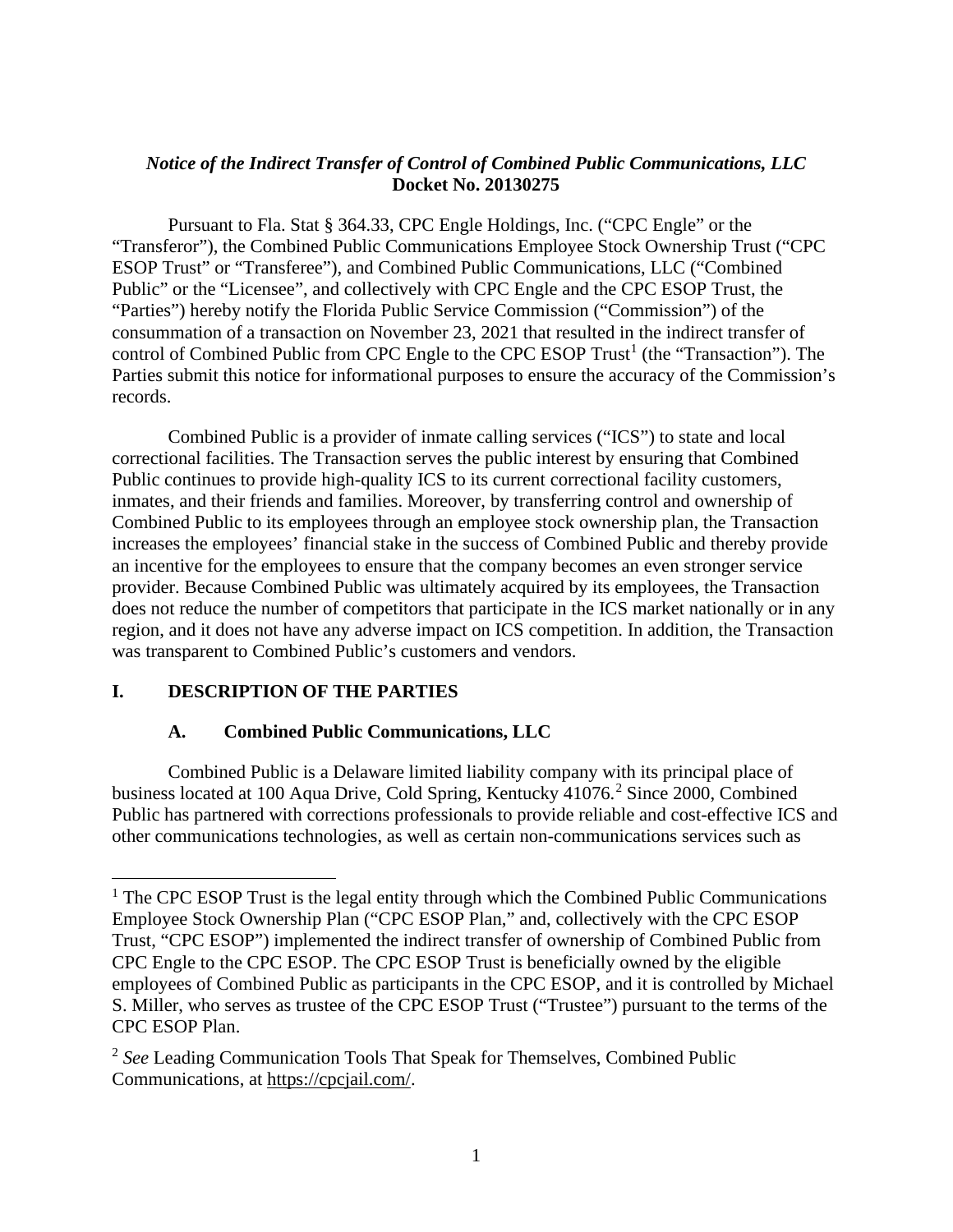***Notice of the Indirect Transfer of Control of Combined Public Communications, LLC***
**Docket No. 20130275**

Pursuant to Fla. Stat § 364.33, CPC Engle Holdings, Inc. ("CPC Engle" or the "Transferor"), the Combined Public Communications Employee Stock Ownership Trust ("CPC ESOP Trust" or "Transferee"), and Combined Public Communications, LLC ("Combined Public" or the "Licensee", and collectively with CPC Engle and the CPC ESOP Trust, the "Parties") hereby notify the Florida Public Service Commission ("Commission") of the consummation of a transaction on November 23, 2021 that resulted in the indirect transfer of control of Combined Public from CPC Engle to the CPC ESOP Trust[1] (the "Transaction"). The Parties submit this notice for informational purposes to ensure the accuracy of the Commission's records.

Combined Public is a provider of inmate calling services ("ICS") to state and local correctional facilities. The Transaction serves the public interest by ensuring that Combined Public continues to provide high-quality ICS to its current correctional facility customers, inmates, and their friends and families. Moreover, by transferring control and ownership of Combined Public to its employees through an employee stock ownership plan, the Transaction increases the employees' financial stake in the success of Combined Public and thereby provide an incentive for the employees to ensure that the company becomes an even stronger service provider. Because Combined Public was ultimately acquired by its employees, the Transaction does not reduce the number of competitors that participate in the ICS market nationally or in any region, and it does not have any adverse impact on ICS competition. In addition, the Transaction was transparent to Combined Public's customers and vendors.

## I. DESCRIPTION OF THE PARTIES

### A. Combined Public Communications, LLC

Combined Public is a Delaware limited liability company with its principal place of business located at 100 Aqua Drive, Cold Spring, Kentucky 41076.[2] Since 2000, Combined Public has partnered with corrections professionals to provide reliable and cost-effective ICS and other communications technologies, as well as certain non-communications services such as

---

[1] The CPC ESOP Trust is the legal entity through which the Combined Public Communications Employee Stock Ownership Plan ("CPC ESOP Plan," and, collectively with the CPC ESOP Trust, "CPC ESOP") implemented the indirect transfer of ownership of Combined Public from CPC Engle to the CPC ESOP. The CPC ESOP Trust is beneficially owned by the eligible employees of Combined Public as participants in the CPC ESOP, and it is controlled by Michael S. Miller, who serves as trustee of the CPC ESOP Trust ("Trustee") pursuant to the terms of the CPC ESOP Plan.

[2] *See* Leading Communication Tools That Speak for Themselves, Combined Public Communications, at https://cpcjail.com/.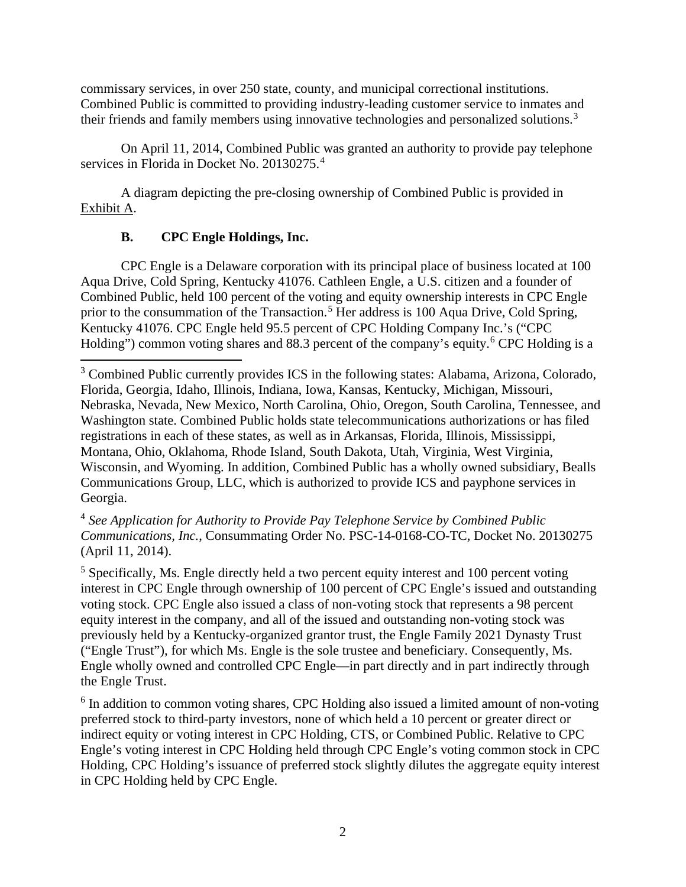commissary services, in over 250 state, county, and municipal correctional institutions. Combined Public is committed to providing industry-leading customer service to inmates and their friends and family members using innovative technologies and personalized solutions.[3]

On April 11, 2014, Combined Public was granted an authority to provide pay telephone services in Florida in Docket No. 20130275.[4]

A diagram depicting the pre-closing ownership of Combined Public is provided in Exhibit A.

### B. CPC Engle Holdings, Inc.

CPC Engle is a Delaware corporation with its principal place of business located at 100 Aqua Drive, Cold Spring, Kentucky 41076. Cathleen Engle, a U.S. citizen and a founder of Combined Public, held 100 percent of the voting and equity ownership interests in CPC Engle prior to the consummation of the Transaction.[5] Her address is 100 Aqua Drive, Cold Spring, Kentucky 41076. CPC Engle held 95.5 percent of CPC Holding Company Inc.'s ("CPC Holding") common voting shares and 88.3 percent of the company's equity.[6] CPC Holding is a

---

[3] Combined Public currently provides ICS in the following states: Alabama, Arizona, Colorado, Florida, Georgia, Idaho, Illinois, Indiana, Iowa, Kansas, Kentucky, Michigan, Missouri, Nebraska, Nevada, New Mexico, North Carolina, Ohio, Oregon, South Carolina, Tennessee, and Washington state. Combined Public holds state telecommunications authorizations or has filed registrations in each of these states, as well as in Arkansas, Florida, Illinois, Mississippi, Montana, Ohio, Oklahoma, Rhode Island, South Dakota, Utah, Virginia, West Virginia, Wisconsin, and Wyoming. In addition, Combined Public has a wholly owned subsidiary, Bealls Communications Group, LLC, which is authorized to provide ICS and payphone services in Georgia.

[4] *See Application for Authority to Provide Pay Telephone Service by Combined Public Communications, Inc.*, Consummating Order No. PSC-14-0168-CO-TC, Docket No. 20130275 (April 11, 2014).

[5] Specifically, Ms. Engle directly held a two percent equity interest and 100 percent voting interest in CPC Engle through ownership of 100 percent of CPC Engle's issued and outstanding voting stock. CPC Engle also issued a class of non-voting stock that represents a 98 percent equity interest in the company, and all of the issued and outstanding non-voting stock was previously held by a Kentucky-organized grantor trust, the Engle Family 2021 Dynasty Trust ("Engle Trust"), for which Ms. Engle is the sole trustee and beneficiary. Consequently, Ms. Engle wholly owned and controlled CPC Engle—in part directly and in part indirectly through the Engle Trust.

[6] In addition to common voting shares, CPC Holding also issued a limited amount of non-voting preferred stock to third-party investors, none of which held a 10 percent or greater direct or indirect equity or voting interest in CPC Holding, CTS, or Combined Public. Relative to CPC Engle's voting interest in CPC Holding held through CPC Engle's voting common stock in CPC Holding, CPC Holding's issuance of preferred stock slightly dilutes the aggregate equity interest in CPC Holding held by CPC Engle.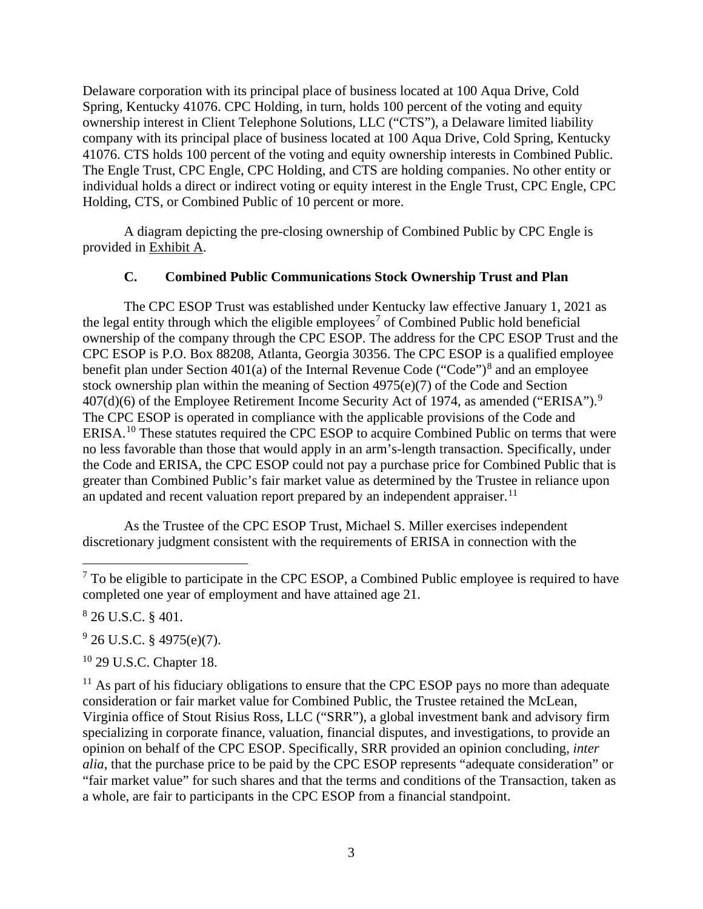Delaware corporation with its principal place of business located at 100 Aqua Drive, Cold Spring, Kentucky 41076. CPC Holding, in turn, holds 100 percent of the voting and equity ownership interest in Client Telephone Solutions, LLC ("CTS"), a Delaware limited liability company with its principal place of business located at 100 Aqua Drive, Cold Spring, Kentucky 41076. CTS holds 100 percent of the voting and equity ownership interests in Combined Public. The Engle Trust, CPC Engle, CPC Holding, and CTS are holding companies. No other entity or individual holds a direct or indirect voting or equity interest in the Engle Trust, CPC Engle, CPC Holding, CTS, or Combined Public of 10 percent or more.

A diagram depicting the pre-closing ownership of Combined Public by CPC Engle is provided in Exhibit A.

### C. Combined Public Communications Stock Ownership Trust and Plan

The CPC ESOP Trust was established under Kentucky law effective January 1, 2021 as the legal entity through which the eligible employees[7] of Combined Public hold beneficial ownership of the company through the CPC ESOP. The address for the CPC ESOP Trust and the CPC ESOP is P.O. Box 88208, Atlanta, Georgia 30356. The CPC ESOP is a qualified employee benefit plan under Section 401(a) of the Internal Revenue Code ("Code")[8] and an employee stock ownership plan within the meaning of Section 4975(e)(7) of the Code and Section 407(d)(6) of the Employee Retirement Income Security Act of 1974, as amended ("ERISA").[9] The CPC ESOP is operated in compliance with the applicable provisions of the Code and ERISA.[10] These statutes required the CPC ESOP to acquire Combined Public on terms that were no less favorable than those that would apply in an arm's-length transaction. Specifically, under the Code and ERISA, the CPC ESOP could not pay a purchase price for Combined Public that is greater than Combined Public's fair market value as determined by the Trustee in reliance upon an updated and recent valuation report prepared by an independent appraiser.[11]

As the Trustee of the CPC ESOP Trust, Michael S. Miller exercises independent discretionary judgment consistent with the requirements of ERISA in connection with the

---

[7] To be eligible to participate in the CPC ESOP, a Combined Public employee is required to have completed one year of employment and have attained age 21.

[8] 26 U.S.C. § 401.

[9] 26 U.S.C. § 4975(e)(7).

[10] 29 U.S.C. Chapter 18.

[11] As part of his fiduciary obligations to ensure that the CPC ESOP pays no more than adequate consideration or fair market value for Combined Public, the Trustee retained the McLean, Virginia office of Stout Risius Ross, LLC ("SRR"), a global investment bank and advisory firm specializing in corporate finance, valuation, financial disputes, and investigations, to provide an opinion on behalf of the CPC ESOP. Specifically, SRR provided an opinion concluding, *inter alia*, that the purchase price to be paid by the CPC ESOP represents "adequate consideration" or "fair market value" for such shares and that the terms and conditions of the Transaction, taken as a whole, are fair to participants in the CPC ESOP from a financial standpoint.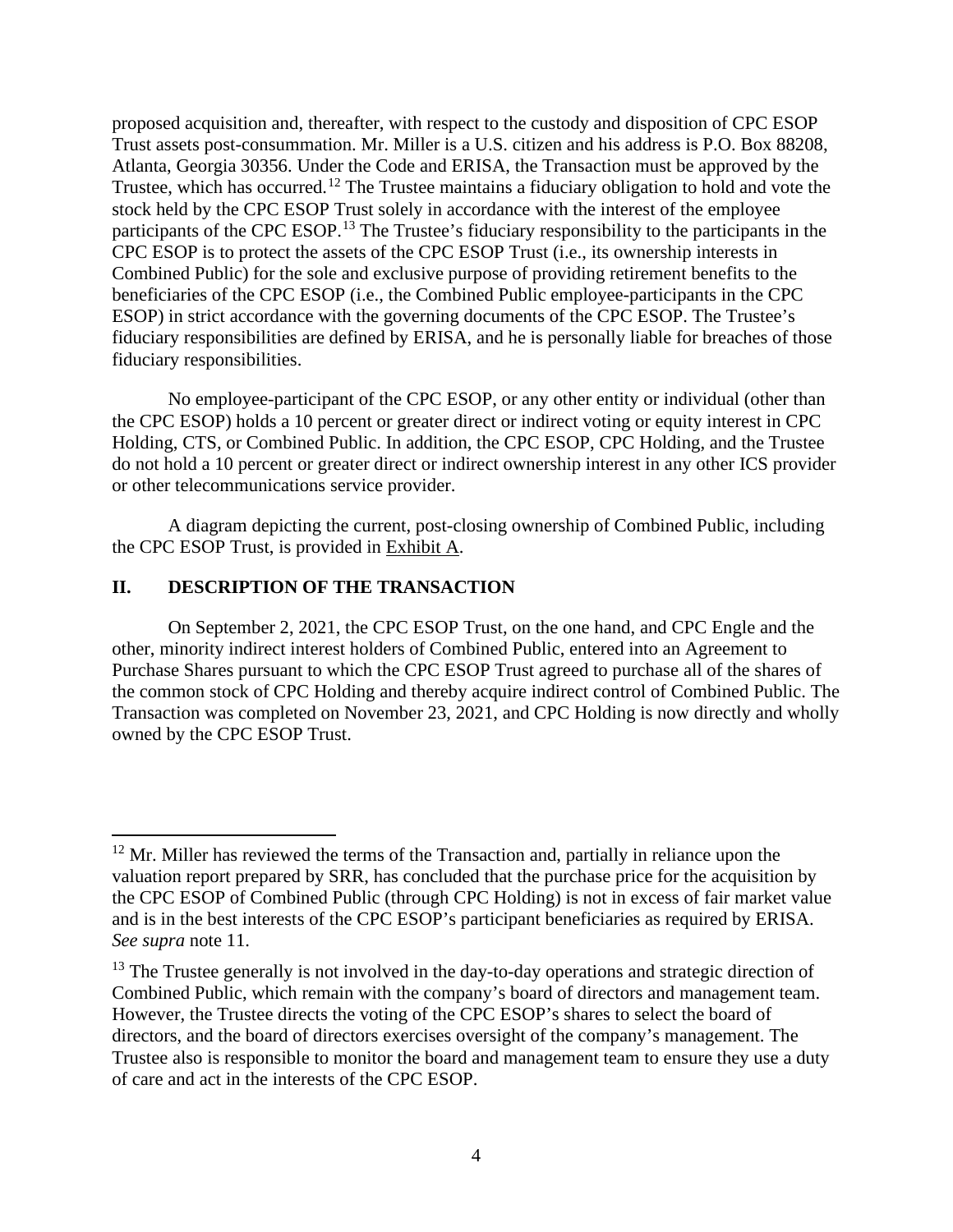proposed acquisition and, thereafter, with respect to the custody and disposition of CPC ESOP Trust assets post-consummation. Mr. Miller is a U.S. citizen and his address is P.O. Box 88208, Atlanta, Georgia 30356. Under the Code and ERISA, the Transaction must be approved by the Trustee, which has occurred.[12] The Trustee maintains a fiduciary obligation to hold and vote the stock held by the CPC ESOP Trust solely in accordance with the interest of the employee participants of the CPC ESOP.[13] The Trustee's fiduciary responsibility to the participants in the CPC ESOP is to protect the assets of the CPC ESOP Trust (i.e., its ownership interests in Combined Public) for the sole and exclusive purpose of providing retirement benefits to the beneficiaries of the CPC ESOP (i.e., the Combined Public employee-participants in the CPC ESOP) in strict accordance with the governing documents of the CPC ESOP. The Trustee's fiduciary responsibilities are defined by ERISA, and he is personally liable for breaches of those fiduciary responsibilities.

No employee-participant of the CPC ESOP, or any other entity or individual (other than the CPC ESOP) holds a 10 percent or greater direct or indirect voting or equity interest in CPC Holding, CTS, or Combined Public. In addition, the CPC ESOP, CPC Holding, and the Trustee do not hold a 10 percent or greater direct or indirect ownership interest in any other ICS provider or other telecommunications service provider.

A diagram depicting the current, post-closing ownership of Combined Public, including the CPC ESOP Trust, is provided in Exhibit A.

## II. DESCRIPTION OF THE TRANSACTION

On September 2, 2021, the CPC ESOP Trust, on the one hand, and CPC Engle and the other, minority indirect interest holders of Combined Public, entered into an Agreement to Purchase Shares pursuant to which the CPC ESOP Trust agreed to purchase all of the shares of the common stock of CPC Holding and thereby acquire indirect control of Combined Public. The Transaction was completed on November 23, 2021, and CPC Holding is now directly and wholly owned by the CPC ESOP Trust.

---

[12] Mr. Miller has reviewed the terms of the Transaction and, partially in reliance upon the valuation report prepared by SRR, has concluded that the purchase price for the acquisition by the CPC ESOP of Combined Public (through CPC Holding) is not in excess of fair market value and is in the best interests of the CPC ESOP's participant beneficiaries as required by ERISA. *See supra* note 11.

[13] The Trustee generally is not involved in the day-to-day operations and strategic direction of Combined Public, which remain with the company's board of directors and management team. However, the Trustee directs the voting of the CPC ESOP's shares to select the board of directors, and the board of directors exercises oversight of the company's management. The Trustee also is responsible to monitor the board and management team to ensure they use a duty of care and act in the interests of the CPC ESOP.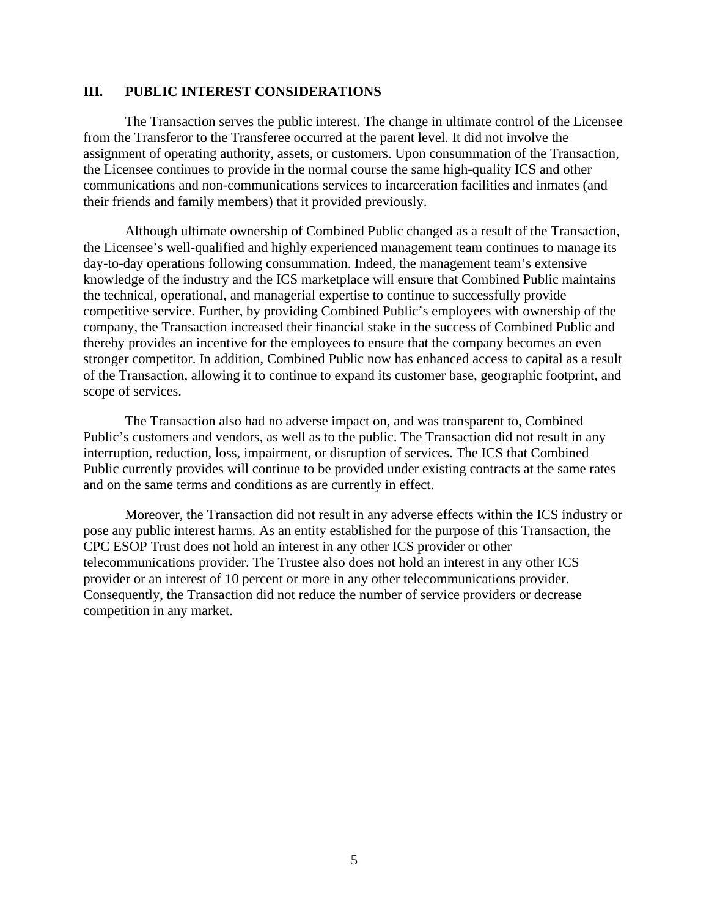## III. PUBLIC INTEREST CONSIDERATIONS

The Transaction serves the public interest. The change in ultimate control of the Licensee from the Transferor to the Transferee occurred at the parent level. It did not involve the assignment of operating authority, assets, or customers. Upon consummation of the Transaction, the Licensee continues to provide in the normal course the same high-quality ICS and other communications and non-communications services to incarceration facilities and inmates (and their friends and family members) that it provided previously.

Although ultimate ownership of Combined Public changed as a result of the Transaction, the Licensee's well-qualified and highly experienced management team continues to manage its day-to-day operations following consummation. Indeed, the management team's extensive knowledge of the industry and the ICS marketplace will ensure that Combined Public maintains the technical, operational, and managerial expertise to continue to successfully provide competitive service. Further, by providing Combined Public's employees with ownership of the company, the Transaction increased their financial stake in the success of Combined Public and thereby provides an incentive for the employees to ensure that the company becomes an even stronger competitor. In addition, Combined Public now has enhanced access to capital as a result of the Transaction, allowing it to continue to expand its customer base, geographic footprint, and scope of services.

The Transaction also had no adverse impact on, and was transparent to, Combined Public's customers and vendors, as well as to the public. The Transaction did not result in any interruption, reduction, loss, impairment, or disruption of services. The ICS that Combined Public currently provides will continue to be provided under existing contracts at the same rates and on the same terms and conditions as are currently in effect.

Moreover, the Transaction did not result in any adverse effects within the ICS industry or pose any public interest harms. As an entity established for the purpose of this Transaction, the CPC ESOP Trust does not hold an interest in any other ICS provider or other telecommunications provider. The Trustee also does not hold an interest in any other ICS provider or an interest of 10 percent or more in any other telecommunications provider. Consequently, the Transaction did not reduce the number of service providers or decrease competition in any market.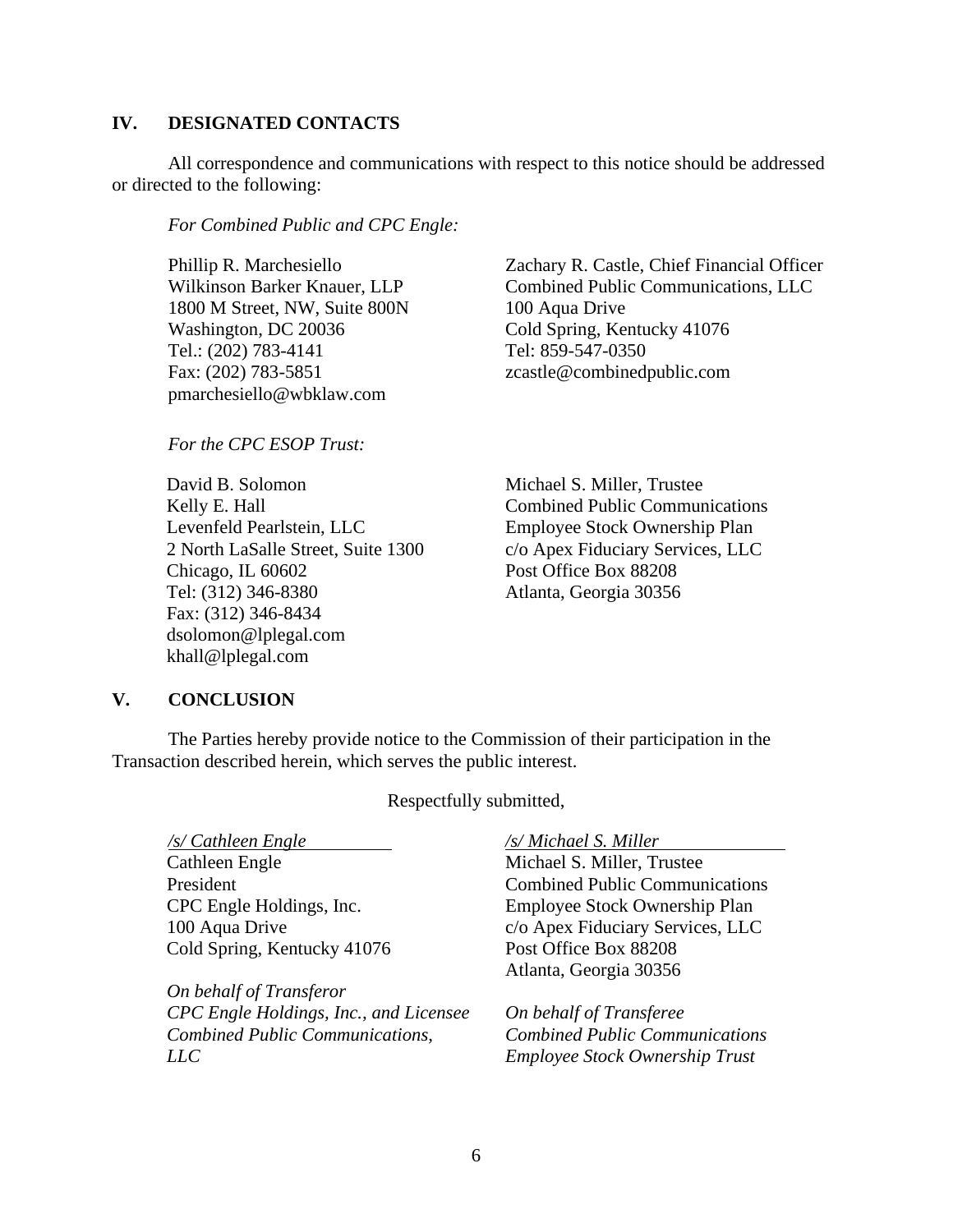## IV. DESIGNATED CONTACTS

All correspondence and communications with respect to this notice should be addressed or directed to the following:

*For Combined Public and CPC Engle:*

Phillip R. Marchesiello
Wilkinson Barker Knauer, LLP
1800 M Street, NW, Suite 800N
Washington, DC 20036
Tel.: (202) 783-4141
Fax: (202) 783-5851
pmarchesiello@wbklaw.com

Zachary R. Castle, Chief Financial Officer
Combined Public Communications, LLC
100 Aqua Drive
Cold Spring, Kentucky 41076
Tel: 859-547-0350
zcastle@combinedpublic.com

*For the CPC ESOP Trust:*

David B. Solomon
Kelly E. Hall
Levenfeld Pearlstein, LLC
2 North LaSalle Street, Suite 1300
Chicago, IL 60602
Tel: (312) 346-8380
Fax: (312) 346-8434
dsolomon@lplegal.com
khall@lplegal.com

Michael S. Miller, Trustee
Combined Public Communications
Employee Stock Ownership Plan
c/o Apex Fiduciary Services, LLC
Post Office Box 88208
Atlanta, Georgia 30356

## V. CONCLUSION

The Parties hereby provide notice to the Commission of their participation in the Transaction described herein, which serves the public interest.

Respectfully submitted,

*/s/ Cathleen Engle*
Cathleen Engle
President
CPC Engle Holdings, Inc.
100 Aqua Drive
Cold Spring, Kentucky 41076

*On behalf of Transferor CPC Engle Holdings, Inc., and Licensee Combined Public Communications, LLC*

*/s/ Michael S. Miller*
Michael S. Miller, Trustee
Combined Public Communications
Employee Stock Ownership Plan
c/o Apex Fiduciary Services, LLC
Post Office Box 88208
Atlanta, Georgia 30356

*On behalf of Transferee Combined Public Communications Employee Stock Ownership Trust*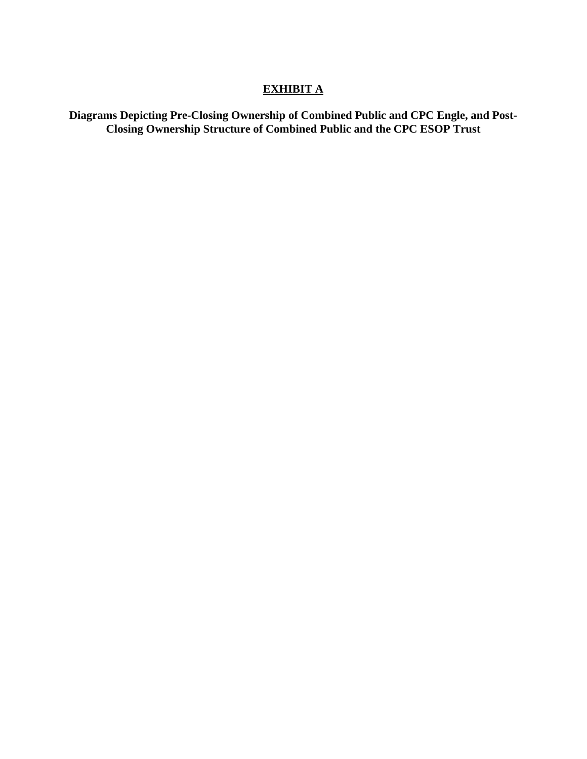# **EXHIBIT A**

**Diagrams Depicting Pre-Closing Ownership of Combined Public and CPC Engle, and Post-Closing Ownership Structure of Combined Public and the CPC ESOP Trust**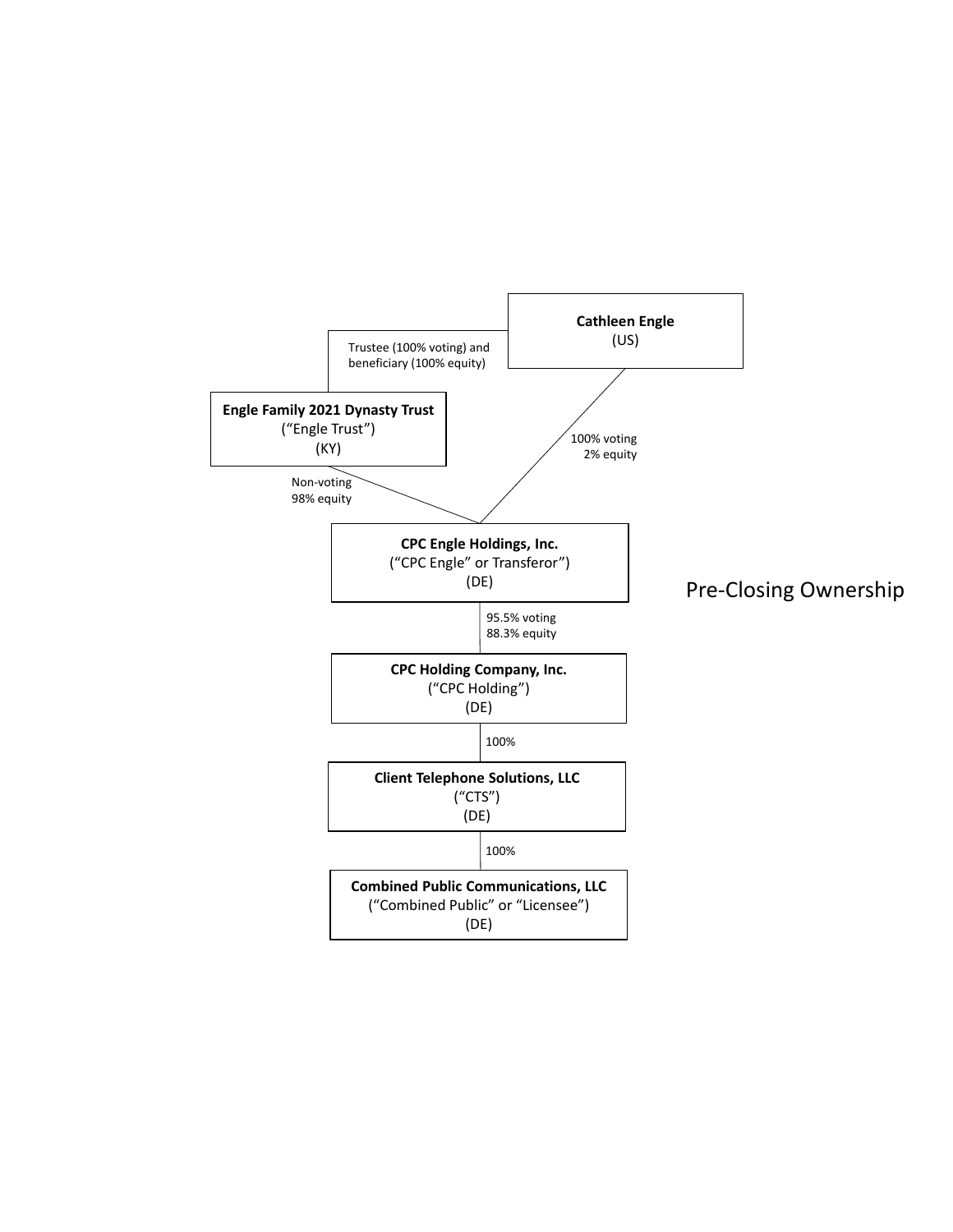**Cathleen Engle**
(US)

Trustee (100% voting) and beneficiary (100% equity)

**Engle Family 2021 Dynasty Trust**
("Engle Trust")
(KY)

100% voting
2% equity

Non-voting
98% equity

**CPC Engle Holdings, Inc.**
("CPC Engle" or Transferor")
(DE)

Pre-Closing Ownership

95.5% voting
88.3% equity

**CPC Holding Company, Inc.**
("CPC Holding")
(DE)

100%

**Client Telephone Solutions, LLC**
("CTS")
(DE)

100%

**Combined Public Communications, LLC**
("Combined Public" or "Licensee")
(DE)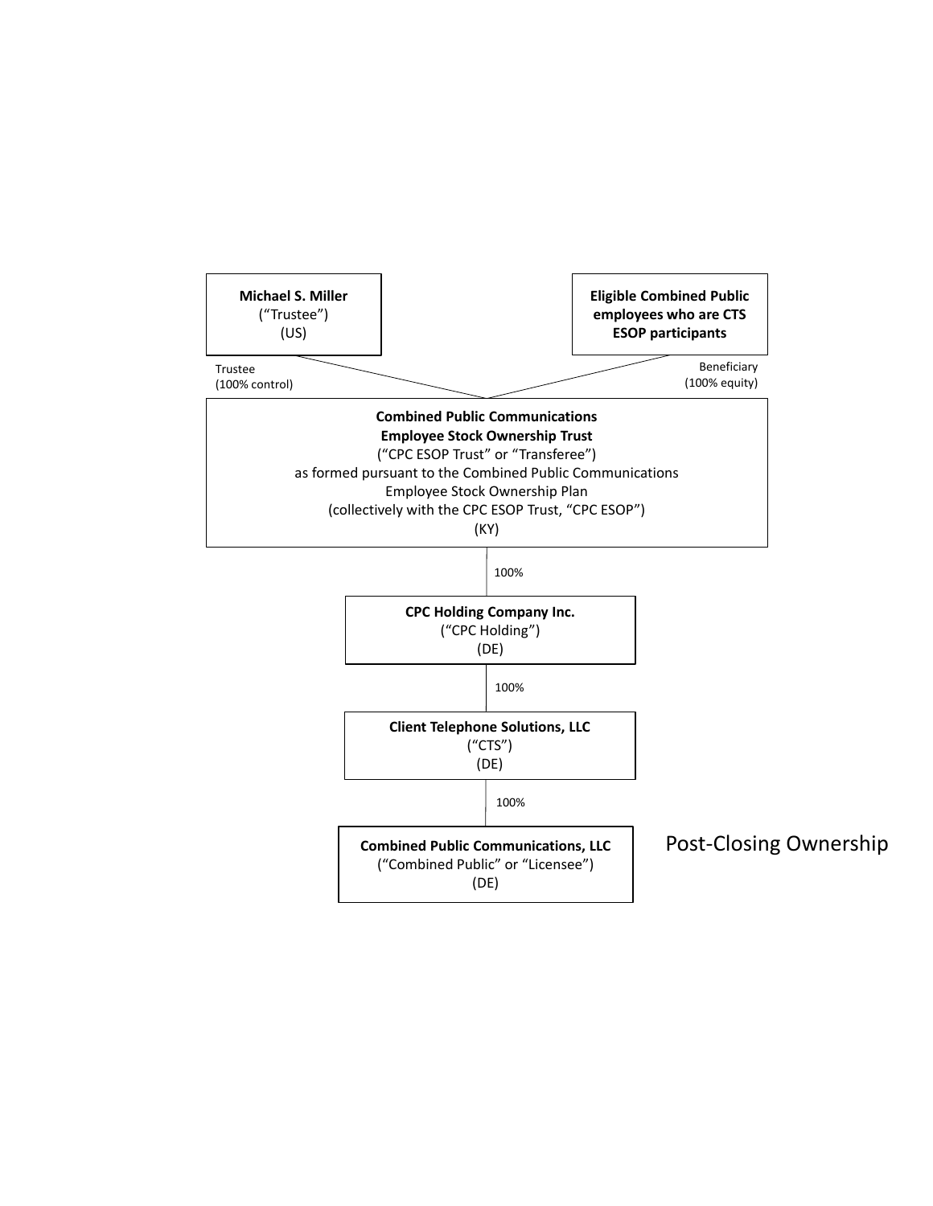Post-Closing Ownership

**Michael S. Miller**
(“Trustee”)
(US)

**Eligible Combined Public employees who are CTS ESOP participants**

Trustee
(100% control)

Beneficiary
(100% equity)

**Combined Public Communications Employee Stock Ownership Trust**
(“CPC ESOP Trust” or “Transferee”)
as formed pursuant to the Combined Public Communications Employee Stock Ownership Plan
(collectively with the CPC ESOP Trust, “CPC ESOP”)
(KY)

100%

**CPC Holding Company Inc.**
(“CPC Holding”)
(DE)

100%

**Client Telephone Solutions, LLC**
(“CTS”)
(DE)

100%

**Combined Public Communications, LLC**
(“Combined Public” or “Licensee”)
(DE)